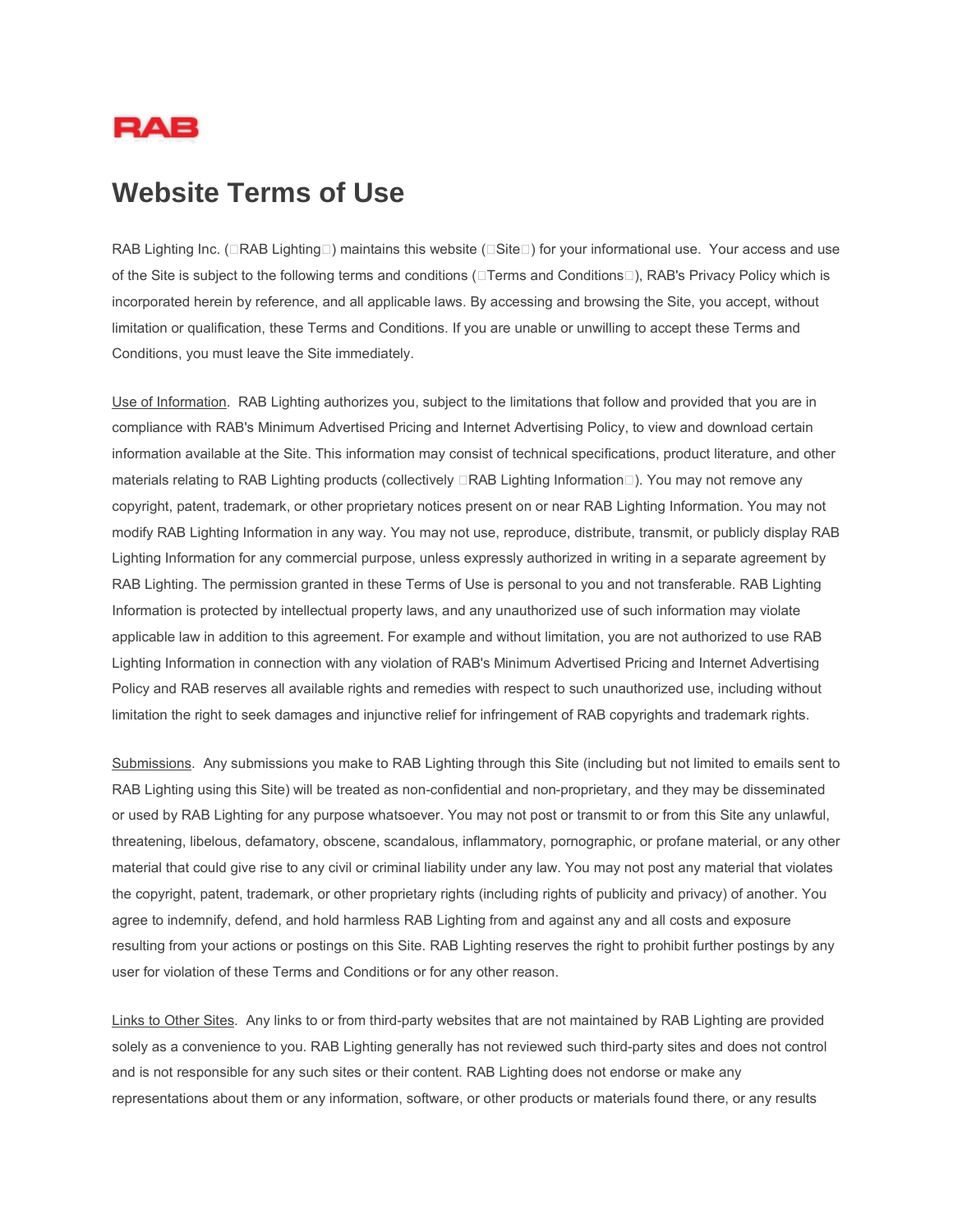RAB

# Website Terms of Use

RAB Lighting Inc. (RAB Lighting) maintains this website (Site) for your informational use. Your access and use of the Site is subject to the following terms and conditions (Terms and Conditions), RAB's Privacy Policy which is incorporated herein by reference, and all applicable laws. By accessing and browsing the Site, you accept, without limitation or qualification, these Terms and Conditions. If you are unable or unwilling to accept these Terms and Conditions, you must leave the Site immediately.

Use of Information. RAB Lighting authorizes you, subject to the limitations that follow and provided that you are in compliance with RAB's Minimum Advertised Pricing and Internet Advertising Policy, to view and download certain information available at the Site. This information may consist of technical specifications, product literature, and other materials relating to RAB Lighting products (collectively RAB Lighting Information). You may not remove any copyright, patent, trademark, or other proprietary notices present on or near RAB Lighting Information. You may not modify RAB Lighting Information in any way. You may not use, reproduce, distribute, transmit, or publicly display RAB Lighting Information for any commercial purpose, unless expressly authorized in writing in a separate agreement by RAB Lighting. The permission granted in these Terms of Use is personal to you and not transferable. RAB Lighting Information is protected by intellectual property laws, and any unauthorized use of such information may violate applicable law in addition to this agreement. For example and without limitation, you are not authorized to use RAB Lighting Information in connection with any violation of RAB's Minimum Advertised Pricing and Internet Advertising Policy and RAB reserves all available rights and remedies with respect to such unauthorized use, including without limitation the right to seek damages and injunctive relief for infringement of RAB copyrights and trademark rights.

Submissions. Any submissions you make to RAB Lighting through this Site (including but not limited to emails sent to RAB Lighting using this Site) will be treated as non-confidential and non-proprietary, and they may be disseminated or used by RAB Lighting for any purpose whatsoever. You may not post or transmit to or from this Site any unlawful, threatening, libelous, defamatory, obscene, scandalous, inflammatory, pornographic, or profane material, or any other material that could give rise to any civil or criminal liability under any law. You may not post any material that violates the copyright, patent, trademark, or other proprietary rights (including rights of publicity and privacy) of another. You agree to indemnify, defend, and hold harmless RAB Lighting from and against any and all costs and exposure resulting from your actions or postings on this Site. RAB Lighting reserves the right to prohibit further postings by any user for violation of these Terms and Conditions or for any other reason.

Links to Other Sites. Any links to or from third-party websites that are not maintained by RAB Lighting are provided solely as a convenience to you. RAB Lighting generally has not reviewed such third-party sites and does not control and is not responsible for any such sites or their content. RAB Lighting does not endorse or make any representations about them or any information, software, or other products or materials found there, or any results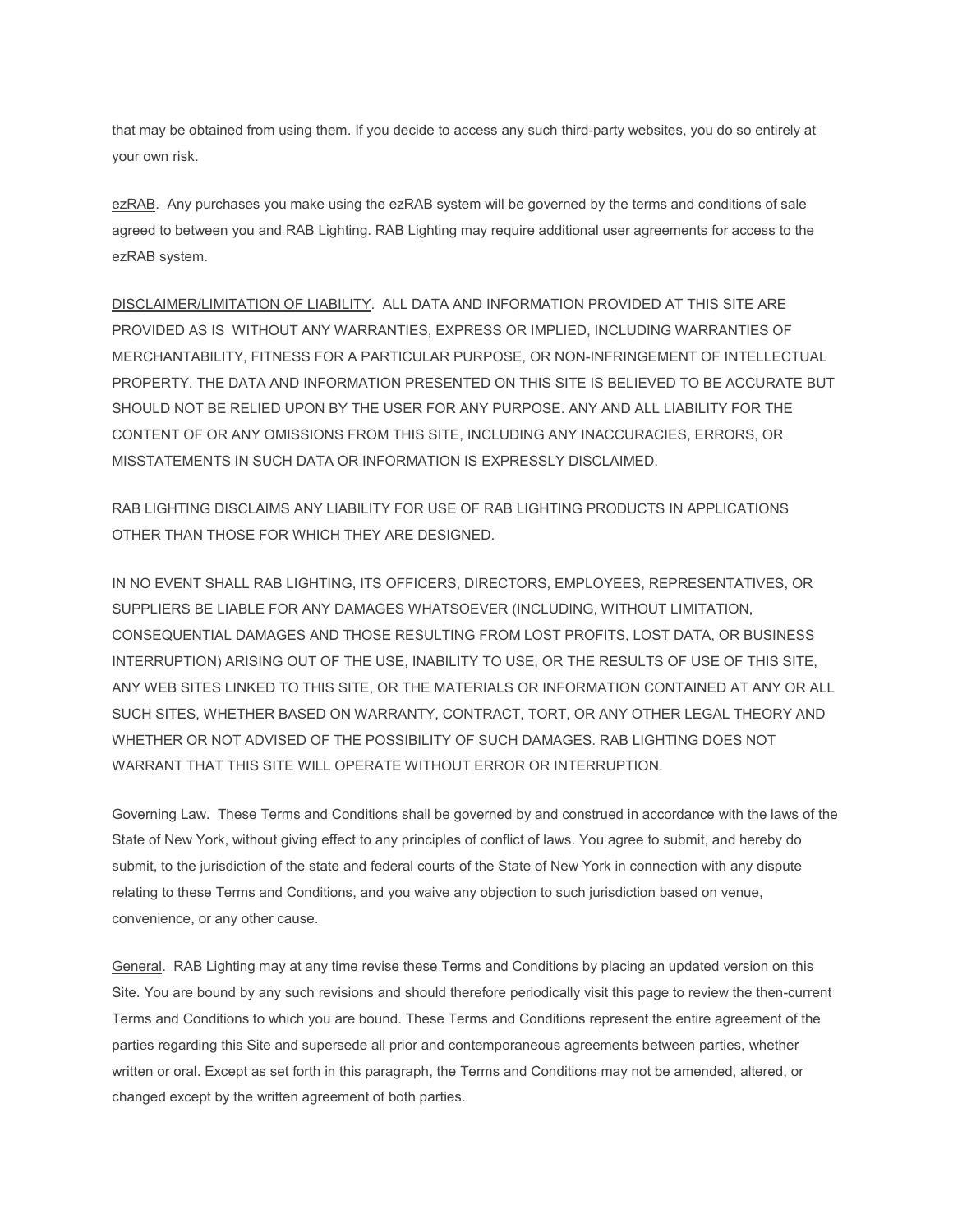that may be obtained from using them. If you decide to access any such third-party websites, you do so entirely at your own risk.

ezRAB. Any purchases you make using the ezRAB system will be governed by the terms and conditions of sale agreed to between you and RAB Lighting. RAB Lighting may require additional user agreements for access to the ezRAB system.

DISCLAIMER/LIMITATION OF LIABILITY. ALL DATA AND INFORMATION PROVIDED AT THIS SITE ARE PROVIDED AS IS WITHOUT ANY WARRANTIES, EXPRESS OR IMPLIED, INCLUDING WARRANTIES OF MERCHANTABILITY, FITNESS FOR A PARTICULAR PURPOSE, OR NON-INFRINGEMENT OF INTELLECTUAL PROPERTY. THE DATA AND INFORMATION PRESENTED ON THIS SITE IS BELIEVED TO BE ACCURATE BUT SHOULD NOT BE RELIED UPON BY THE USER FOR ANY PURPOSE. ANY AND ALL LIABILITY FOR THE CONTENT OF OR ANY OMISSIONS FROM THIS SITE, INCLUDING ANY INACCURACIES, ERRORS, OR MISSTATEMENTS IN SUCH DATA OR INFORMATION IS EXPRESSLY DISCLAIMED.

RAB LIGHTING DISCLAIMS ANY LIABILITY FOR USE OF RAB LIGHTING PRODUCTS IN APPLICATIONS OTHER THAN THOSE FOR WHICH THEY ARE DESIGNED.

IN NO EVENT SHALL RAB LIGHTING, ITS OFFICERS, DIRECTORS, EMPLOYEES, REPRESENTATIVES, OR SUPPLIERS BE LIABLE FOR ANY DAMAGES WHATSOEVER (INCLUDING, WITHOUT LIMITATION, CONSEQUENTIAL DAMAGES AND THOSE RESULTING FROM LOST PROFITS, LOST DATA, OR BUSINESS INTERRUPTION) ARISING OUT OF THE USE, INABILITY TO USE, OR THE RESULTS OF USE OF THIS SITE, ANY WEB SITES LINKED TO THIS SITE, OR THE MATERIALS OR INFORMATION CONTAINED AT ANY OR ALL SUCH SITES, WHETHER BASED ON WARRANTY, CONTRACT, TORT, OR ANY OTHER LEGAL THEORY AND WHETHER OR NOT ADVISED OF THE POSSIBILITY OF SUCH DAMAGES. RAB LIGHTING DOES NOT WARRANT THAT THIS SITE WILL OPERATE WITHOUT ERROR OR INTERRUPTION.

Governing Law. These Terms and Conditions shall be governed by and construed in accordance with the laws of the State of New York, without giving effect to any principles of conflict of laws. You agree to submit, and hereby do submit, to the jurisdiction of the state and federal courts of the State of New York in connection with any dispute relating to these Terms and Conditions, and you waive any objection to such jurisdiction based on venue, convenience, or any other cause.

General. RAB Lighting may at any time revise these Terms and Conditions by placing an updated version on this Site. You are bound by any such revisions and should therefore periodically visit this page to review the then-current Terms and Conditions to which you are bound. These Terms and Conditions represent the entire agreement of the parties regarding this Site and supersede all prior and contemporaneous agreements between parties, whether written or oral. Except as set forth in this paragraph, the Terms and Conditions may not be amended, altered, or changed except by the written agreement of both parties.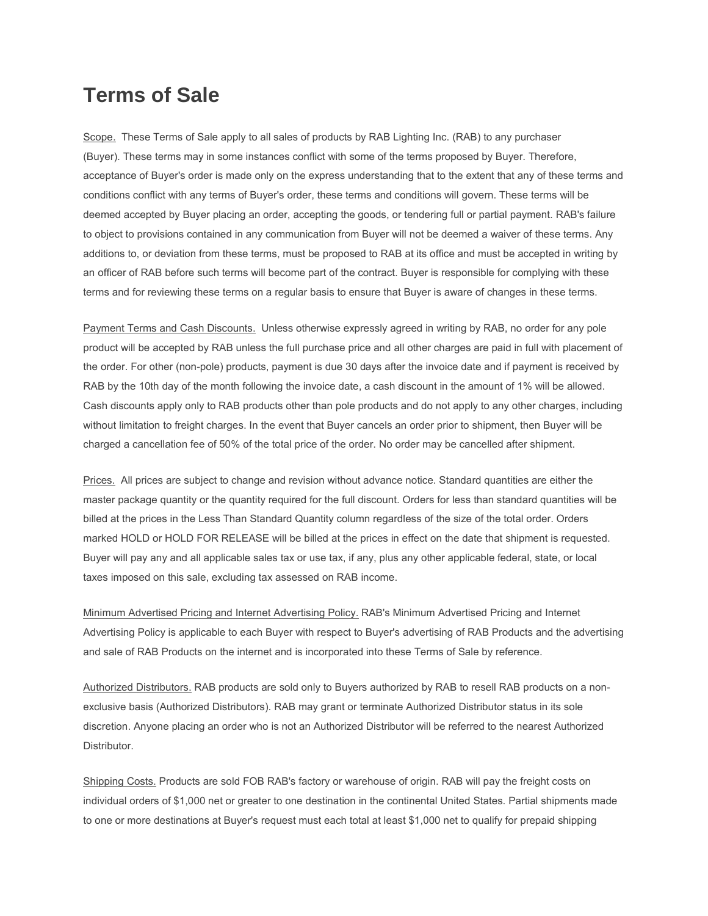# Terms of Sale

Scope. These Terms of Sale apply to all sales of products by RAB Lighting Inc. (RAB) to any purchaser (Buyer). These terms may in some instances conflict with some of the terms proposed by Buyer. Therefore, acceptance of Buyer's order is made only on the express understanding that to the extent that any of these terms and conditions conflict with any terms of Buyer's order, these terms and conditions will govern. These terms will be deemed accepted by Buyer placing an order, accepting the goods, or tendering full or partial payment. RAB's failure to object to provisions contained in any communication from Buyer will not be deemed a waiver of these terms. Any additions to, or deviation from these terms, must be proposed to RAB at its office and must be accepted in writing by an officer of RAB before such terms will become part of the contract. Buyer is responsible for complying with these terms and for reviewing these terms on a regular basis to ensure that Buyer is aware of changes in these terms.

Payment Terms and Cash Discounts. Unless otherwise expressly agreed in writing by RAB, no order for any pole product will be accepted by RAB unless the full purchase price and all other charges are paid in full with placement of the order. For other (non-pole) products, payment is due 30 days after the invoice date and if payment is received by RAB by the 10th day of the month following the invoice date, a cash discount in the amount of 1% will be allowed. Cash discounts apply only to RAB products other than pole products and do not apply to any other charges, including without limitation to freight charges. In the event that Buyer cancels an order prior to shipment, then Buyer will be charged a cancellation fee of 50% of the total price of the order. No order may be cancelled after shipment.

Prices. All prices are subject to change and revision without advance notice. Standard quantities are either the master package quantity or the quantity required for the full discount. Orders for less than standard quantities will be billed at the prices in the Less Than Standard Quantity column regardless of the size of the total order. Orders marked HOLD or HOLD FOR RELEASE will be billed at the prices in effect on the date that shipment is requested. Buyer will pay any and all applicable sales tax or use tax, if any, plus any other applicable federal, state, or local taxes imposed on this sale, excluding tax assessed on RAB income.

Minimum Advertised Pricing and Internet Advertising Policy. RAB's Minimum Advertised Pricing and Internet Advertising Policy is applicable to each Buyer with respect to Buyer's advertising of RAB Products and the advertising and sale of RAB Products on the internet and is incorporated into these Terms of Sale by reference.

Authorized Distributors. RAB products are sold only to Buyers authorized by RAB to resell RAB products on a non-exclusive basis (Authorized Distributors). RAB may grant or terminate Authorized Distributor status in its sole discretion. Anyone placing an order who is not an Authorized Distributor will be referred to the nearest Authorized Distributor.

Shipping Costs. Products are sold FOB RAB's factory or warehouse of origin. RAB will pay the freight costs on individual orders of $1,000 net or greater to one destination in the continental United States. Partial shipments made to one or more destinations at Buyer's request must each total at least $1,000 net to qualify for prepaid shipping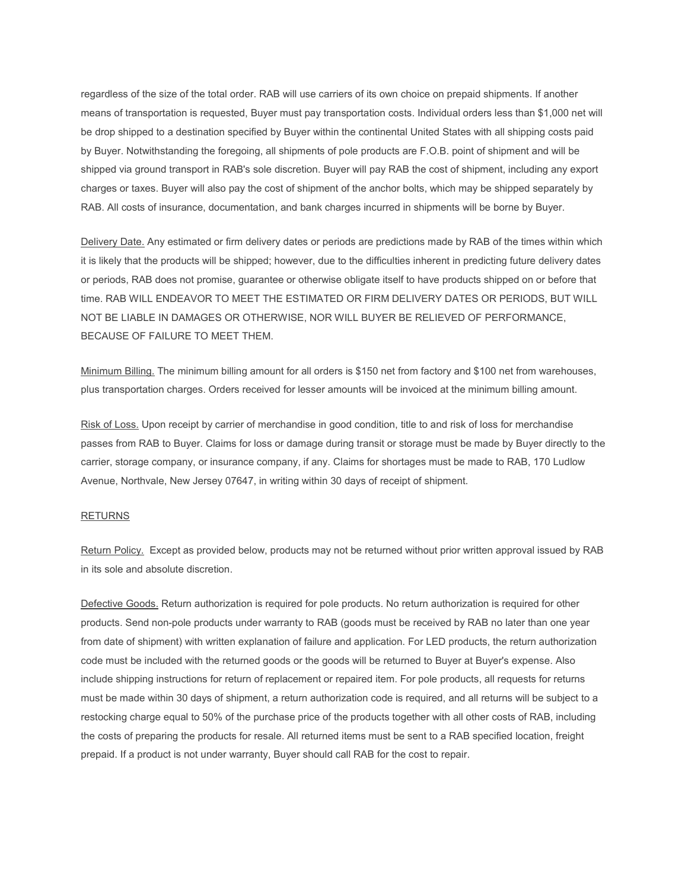regardless of the size of the total order. RAB will use carriers of its own choice on prepaid shipments. If another means of transportation is requested, Buyer must pay transportation costs. Individual orders less than $1,000 net will be drop shipped to a destination specified by Buyer within the continental United States with all shipping costs paid by Buyer. Notwithstanding the foregoing, all shipments of pole products are F.O.B. point of shipment and will be shipped via ground transport in RAB's sole discretion. Buyer will pay RAB the cost of shipment, including any export charges or taxes. Buyer will also pay the cost of shipment of the anchor bolts, which may be shipped separately by RAB. All costs of insurance, documentation, and bank charges incurred in shipments will be borne by Buyer.

Delivery Date. Any estimated or firm delivery dates or periods are predictions made by RAB of the times within which it is likely that the products will be shipped; however, due to the difficulties inherent in predicting future delivery dates or periods, RAB does not promise, guarantee or otherwise obligate itself to have products shipped on or before that time. RAB WILL ENDEAVOR TO MEET THE ESTIMATED OR FIRM DELIVERY DATES OR PERIODS, BUT WILL NOT BE LIABLE IN DAMAGES OR OTHERWISE, NOR WILL BUYER BE RELIEVED OF PERFORMANCE, BECAUSE OF FAILURE TO MEET THEM.

Minimum Billing. The minimum billing amount for all orders is $150 net from factory and $100 net from warehouses, plus transportation charges. Orders received for lesser amounts will be invoiced at the minimum billing amount.

Risk of Loss. Upon receipt by carrier of merchandise in good condition, title to and risk of loss for merchandise passes from RAB to Buyer. Claims for loss or damage during transit or storage must be made by Buyer directly to the carrier, storage company, or insurance company, if any. Claims for shortages must be made to RAB, 170 Ludlow Avenue, Northvale, New Jersey 07647, in writing within 30 days of receipt of shipment.

RETURNS

Return Policy. Except as provided below, products may not be returned without prior written approval issued by RAB in its sole and absolute discretion.

Defective Goods. Return authorization is required for pole products. No return authorization is required for other products. Send non-pole products under warranty to RAB (goods must be received by RAB no later than one year from date of shipment) with written explanation of failure and application. For LED products, the return authorization code must be included with the returned goods or the goods will be returned to Buyer at Buyer's expense. Also include shipping instructions for return of replacement or repaired item. For pole products, all requests for returns must be made within 30 days of shipment, a return authorization code is required, and all returns will be subject to a restocking charge equal to 50% of the purchase price of the products together with all other costs of RAB, including the costs of preparing the products for resale. All returned items must be sent to a RAB specified location, freight prepaid. If a product is not under warranty, Buyer should call RAB for the cost to repair.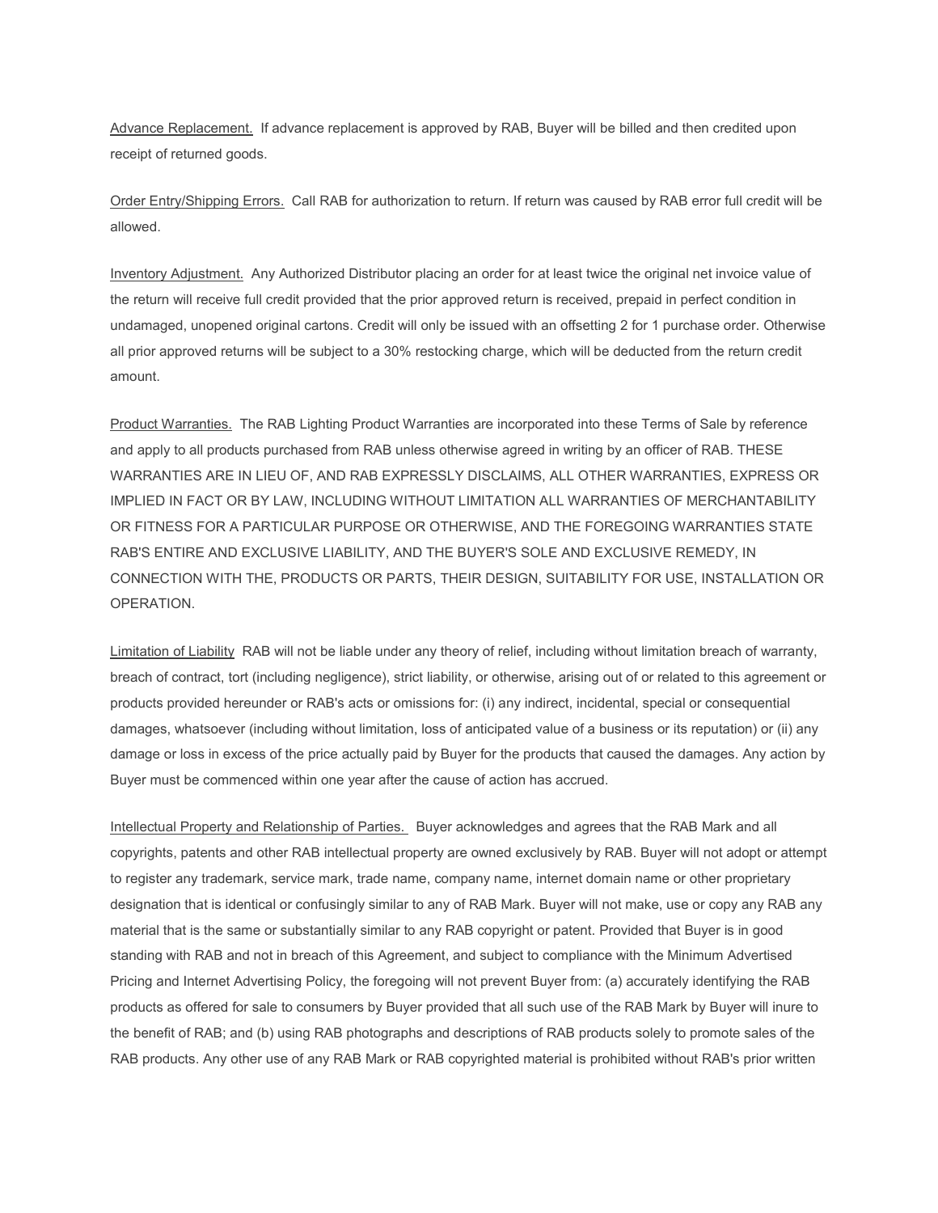Advance Replacement. If advance replacement is approved by RAB, Buyer will be billed and then credited upon receipt of returned goods.

Order Entry/Shipping Errors. Call RAB for authorization to return. If return was caused by RAB error full credit will be allowed.

Inventory Adjustment. Any Authorized Distributor placing an order for at least twice the original net invoice value of the return will receive full credit provided that the prior approved return is received, prepaid in perfect condition in undamaged, unopened original cartons. Credit will only be issued with an offsetting 2 for 1 purchase order. Otherwise all prior approved returns will be subject to a 30% restocking charge, which will be deducted from the return credit amount.

Product Warranties. The RAB Lighting Product Warranties are incorporated into these Terms of Sale by reference and apply to all products purchased from RAB unless otherwise agreed in writing by an officer of RAB. THESE WARRANTIES ARE IN LIEU OF, AND RAB EXPRESSLY DISCLAIMS, ALL OTHER WARRANTIES, EXPRESS OR IMPLIED IN FACT OR BY LAW, INCLUDING WITHOUT LIMITATION ALL WARRANTIES OF MERCHANTABILITY OR FITNESS FOR A PARTICULAR PURPOSE OR OTHERWISE, AND THE FOREGOING WARRANTIES STATE RAB'S ENTIRE AND EXCLUSIVE LIABILITY, AND THE BUYER'S SOLE AND EXCLUSIVE REMEDY, IN CONNECTION WITH THE, PRODUCTS OR PARTS, THEIR DESIGN, SUITABILITY FOR USE, INSTALLATION OR OPERATION.

Limitation of Liability RAB will not be liable under any theory of relief, including without limitation breach of warranty, breach of contract, tort (including negligence), strict liability, or otherwise, arising out of or related to this agreement or products provided hereunder or RAB's acts or omissions for: (i) any indirect, incidental, special or consequential damages, whatsoever (including without limitation, loss of anticipated value of a business or its reputation) or (ii) any damage or loss in excess of the price actually paid by Buyer for the products that caused the damages. Any action by Buyer must be commenced within one year after the cause of action has accrued.

Intellectual Property and Relationship of Parties. Buyer acknowledges and agrees that the RAB Mark and all copyrights, patents and other RAB intellectual property are owned exclusively by RAB. Buyer will not adopt or attempt to register any trademark, service mark, trade name, company name, internet domain name or other proprietary designation that is identical or confusingly similar to any of RAB Mark. Buyer will not make, use or copy any RAB any material that is the same or substantially similar to any RAB copyright or patent. Provided that Buyer is in good standing with RAB and not in breach of this Agreement, and subject to compliance with the Minimum Advertised Pricing and Internet Advertising Policy, the foregoing will not prevent Buyer from: (a) accurately identifying the RAB products as offered for sale to consumers by Buyer provided that all such use of the RAB Mark by Buyer will inure to the benefit of RAB; and (b) using RAB photographs and descriptions of RAB products solely to promote sales of the RAB products. Any other use of any RAB Mark or RAB copyrighted material is prohibited without RAB's prior written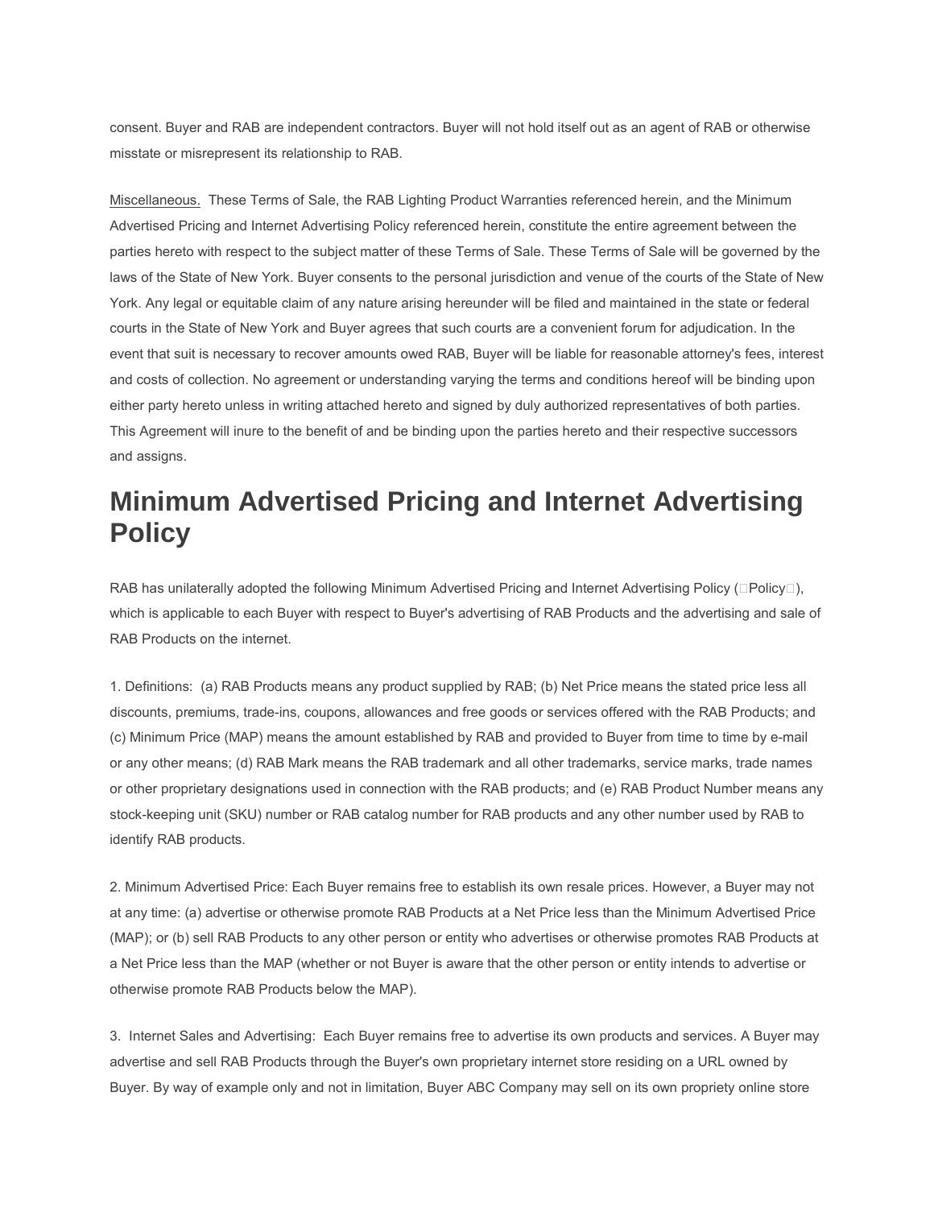consent. Buyer and RAB are independent contractors. Buyer will not hold itself out as an agent of RAB or otherwise misstate or misrepresent its relationship to RAB.

Miscellaneous. These Terms of Sale, the RAB Lighting Product Warranties referenced herein, and the Minimum Advertised Pricing and Internet Advertising Policy referenced herein, constitute the entire agreement between the parties hereto with respect to the subject matter of these Terms of Sale. These Terms of Sale will be governed by the laws of the State of New York. Buyer consents to the personal jurisdiction and venue of the courts of the State of New York. Any legal or equitable claim of any nature arising hereunder will be filed and maintained in the state or federal courts in the State of New York and Buyer agrees that such courts are a convenient forum for adjudication. In the event that suit is necessary to recover amounts owed RAB, Buyer will be liable for reasonable attorney's fees, interest and costs of collection. No agreement or understanding varying the terms and conditions hereof will be binding upon either party hereto unless in writing attached hereto and signed by duly authorized representatives of both parties. This Agreement will inure to the benefit of and be binding upon the parties hereto and their respective successors and assigns.

# Minimum Advertised Pricing and Internet Advertising Policy

RAB has unilaterally adopted the following Minimum Advertised Pricing and Internet Advertising Policy (Policy), which is applicable to each Buyer with respect to Buyer's advertising of RAB Products and the advertising and sale of RAB Products on the internet.

1. Definitions: (a) RAB Products means any product supplied by RAB; (b) Net Price means the stated price less all discounts, premiums, trade-ins, coupons, allowances and free goods or services offered with the RAB Products; and (c) Minimum Price (MAP) means the amount established by RAB and provided to Buyer from time to time by e-mail or any other means; (d) RAB Mark means the RAB trademark and all other trademarks, service marks, trade names or other proprietary designations used in connection with the RAB products; and (e) RAB Product Number means any stock-keeping unit (SKU) number or RAB catalog number for RAB products and any other number used by RAB to identify RAB products.

2. Minimum Advertised Price: Each Buyer remains free to establish its own resale prices. However, a Buyer may not at any time: (a) advertise or otherwise promote RAB Products at a Net Price less than the Minimum Advertised Price (MAP); or (b) sell RAB Products to any other person or entity who advertises or otherwise promotes RAB Products at a Net Price less than the MAP (whether or not Buyer is aware that the other person or entity intends to advertise or otherwise promote RAB Products below the MAP).

3. Internet Sales and Advertising: Each Buyer remains free to advertise its own products and services. A Buyer may advertise and sell RAB Products through the Buyer's own proprietary internet store residing on a URL owned by Buyer. By way of example only and not in limitation, Buyer ABC Company may sell on its own propriety online store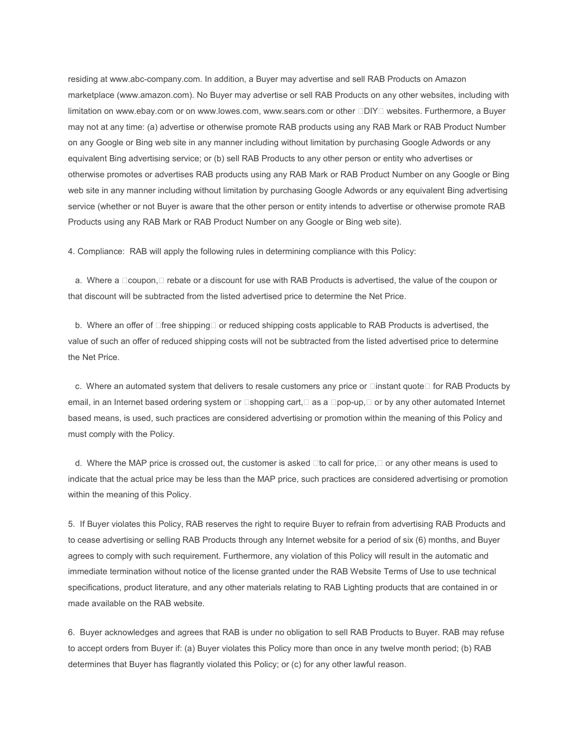residing at www.abc-company.com. In addition, a Buyer may advertise and sell RAB Products on Amazon marketplace (www.amazon.com). No Buyer may advertise or sell RAB Products on any other websites, including with limitation on www.ebay.com or on www.lowes.com, www.sears.com or other DIY websites. Furthermore, a Buyer may not at any time: (a) advertise or otherwise promote RAB products using any RAB Mark or RAB Product Number on any Google or Bing web site in any manner including without limitation by purchasing Google Adwords or any equivalent Bing advertising service; or (b) sell RAB Products to any other person or entity who advertises or otherwise promotes or advertises RAB products using any RAB Mark or RAB Product Number on any Google or Bing web site in any manner including without limitation by purchasing Google Adwords or any equivalent Bing advertising service (whether or not Buyer is aware that the other person or entity intends to advertise or otherwise promote RAB Products using any RAB Mark or RAB Product Number on any Google or Bing web site).

4. Compliance: RAB will apply the following rules in determining compliance with this Policy:

a. Where a coupon, rebate or a discount for use with RAB Products is advertised, the value of the coupon or that discount will be subtracted from the listed advertised price to determine the Net Price.

b. Where an offer of free shipping or reduced shipping costs applicable to RAB Products is advertised, the value of such an offer of reduced shipping costs will not be subtracted from the listed advertised price to determine the Net Price.

c. Where an automated system that delivers to resale customers any price or instant quote for RAB Products by email, in an Internet based ordering system or shopping cart, as a pop-up, or by any other automated Internet based means, is used, such practices are considered advertising or promotion within the meaning of this Policy and must comply with the Policy.

d. Where the MAP price is crossed out, the customer is asked to call for price, or any other means is used to indicate that the actual price may be less than the MAP price, such practices are considered advertising or promotion within the meaning of this Policy.

5. If Buyer violates this Policy, RAB reserves the right to require Buyer to refrain from advertising RAB Products and to cease advertising or selling RAB Products through any Internet website for a period of six (6) months, and Buyer agrees to comply with such requirement. Furthermore, any violation of this Policy will result in the automatic and immediate termination without notice of the license granted under the RAB Website Terms of Use to use technical specifications, product literature, and any other materials relating to RAB Lighting products that are contained in or made available on the RAB website.

6. Buyer acknowledges and agrees that RAB is under no obligation to sell RAB Products to Buyer. RAB may refuse to accept orders from Buyer if: (a) Buyer violates this Policy more than once in any twelve month period; (b) RAB determines that Buyer has flagrantly violated this Policy; or (c) for any other lawful reason.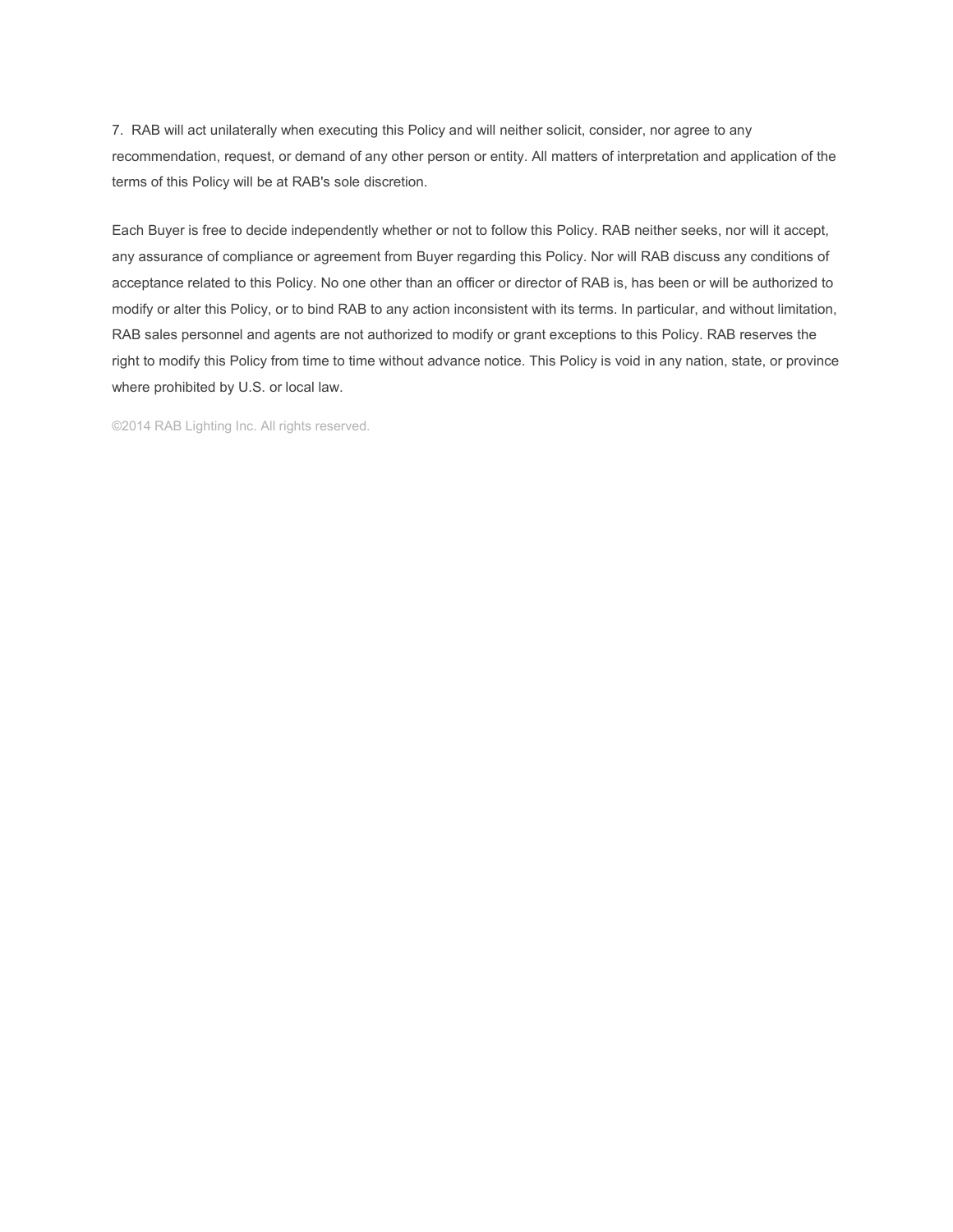7. RAB will act unilaterally when executing this Policy and will neither solicit, consider, nor agree to any recommendation, request, or demand of any other person or entity. All matters of interpretation and application of the terms of this Policy will be at RAB's sole discretion.

Each Buyer is free to decide independently whether or not to follow this Policy. RAB neither seeks, nor will it accept, any assurance of compliance or agreement from Buyer regarding this Policy. Nor will RAB discuss any conditions of acceptance related to this Policy. No one other than an officer or director of RAB is, has been or will be authorized to modify or alter this Policy, or to bind RAB to any action inconsistent with its terms. In particular, and without limitation, RAB sales personnel and agents are not authorized to modify or grant exceptions to this Policy. RAB reserves the right to modify this Policy from time to time without advance notice. This Policy is void in any nation, state, or province where prohibited by U.S. or local law.

©2014 RAB Lighting Inc. All rights reserved.